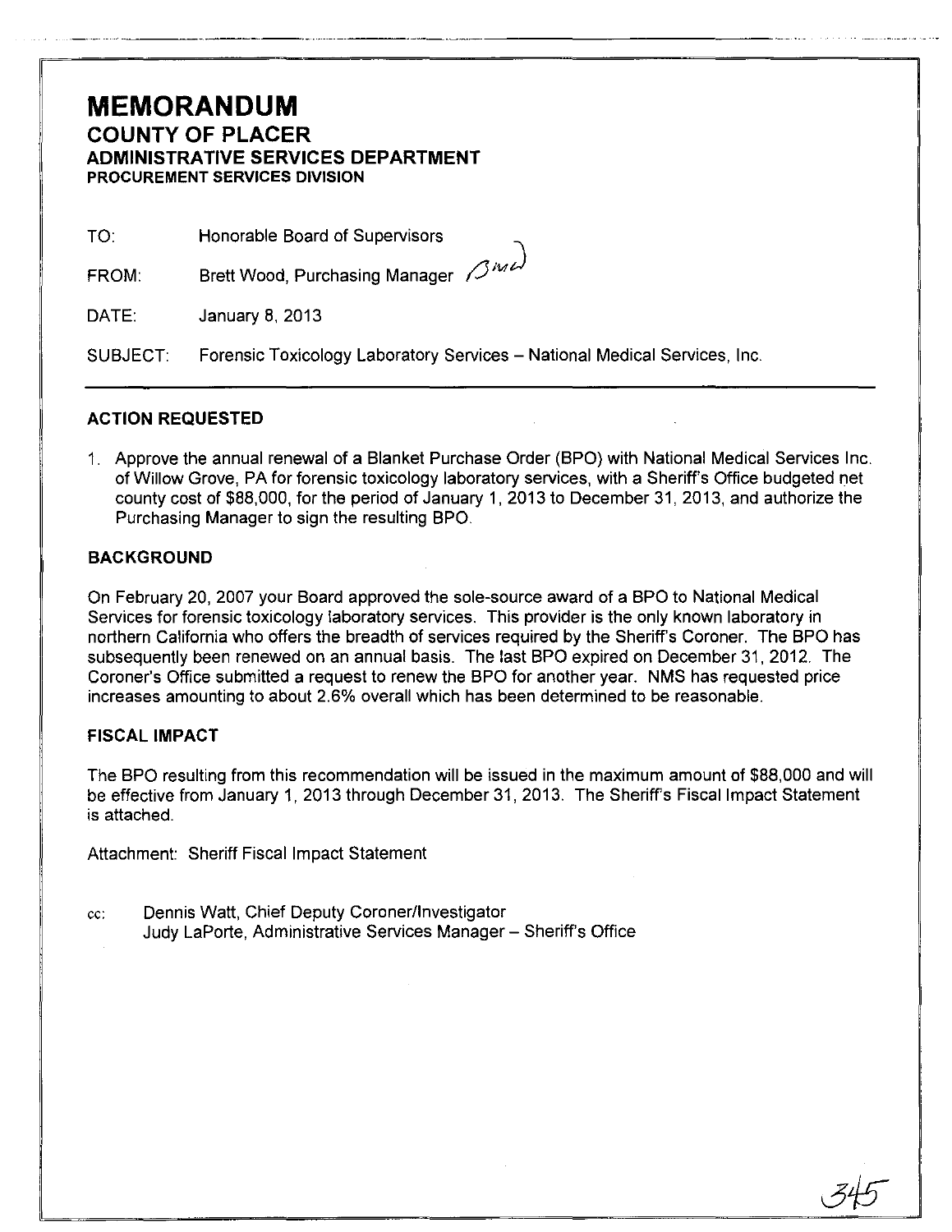# MEMORANDUM

## COUNTY OF PLACER

### ADMINISTRATIVE SERVICES DEPARTMENT

**PROCUREMENT SERVICES DIVISION**

TO: Honorable Board of Supervisors

FROM: Brett Wood, Purchasing Manager BMW

DATE: January 8, 2013

SUBJECT: Forensic Toxicology Laboratory Services – National Medical Services, Inc.

---

### ACTION REQUESTED

1. Approve the annual renewal of a Blanket Purchase Order (BPO) with National Medical Services Inc. of Willow Grove, PA for forensic toxicology laboratory services, with a Sheriff's Office budgeted net county cost of $88,000, for the period of January 1, 2013 to December 31, 2013, and authorize the Purchasing Manager to sign the resulting BPO.

### BACKGROUND

On February 20, 2007 your Board approved the sole-source award of a BPO to National Medical Services for forensic toxicology laboratory services. This provider is the only known laboratory in northern California who offers the breadth of services required by the Sheriff's Coroner. The BPO has subsequently been renewed on an annual basis. The last BPO expired on December 31, 2012. The Coroner's Office submitted a request to renew the BPO for another year. NMS has requested price increases amounting to about 2.6% overall which has been determined to be reasonable.

### FISCAL IMPACT

The BPO resulting from this recommendation will be issued in the maximum amount of $88,000 and will be effective from January 1, 2013 through December 31, 2013. The Sheriff's Fiscal Impact Statement is attached.

Attachment: Sheriff Fiscal Impact Statement

cc: Dennis Watt, Chief Deputy Coroner/Investigator
Judy LaPorte, Administrative Services Manager – Sheriff's Office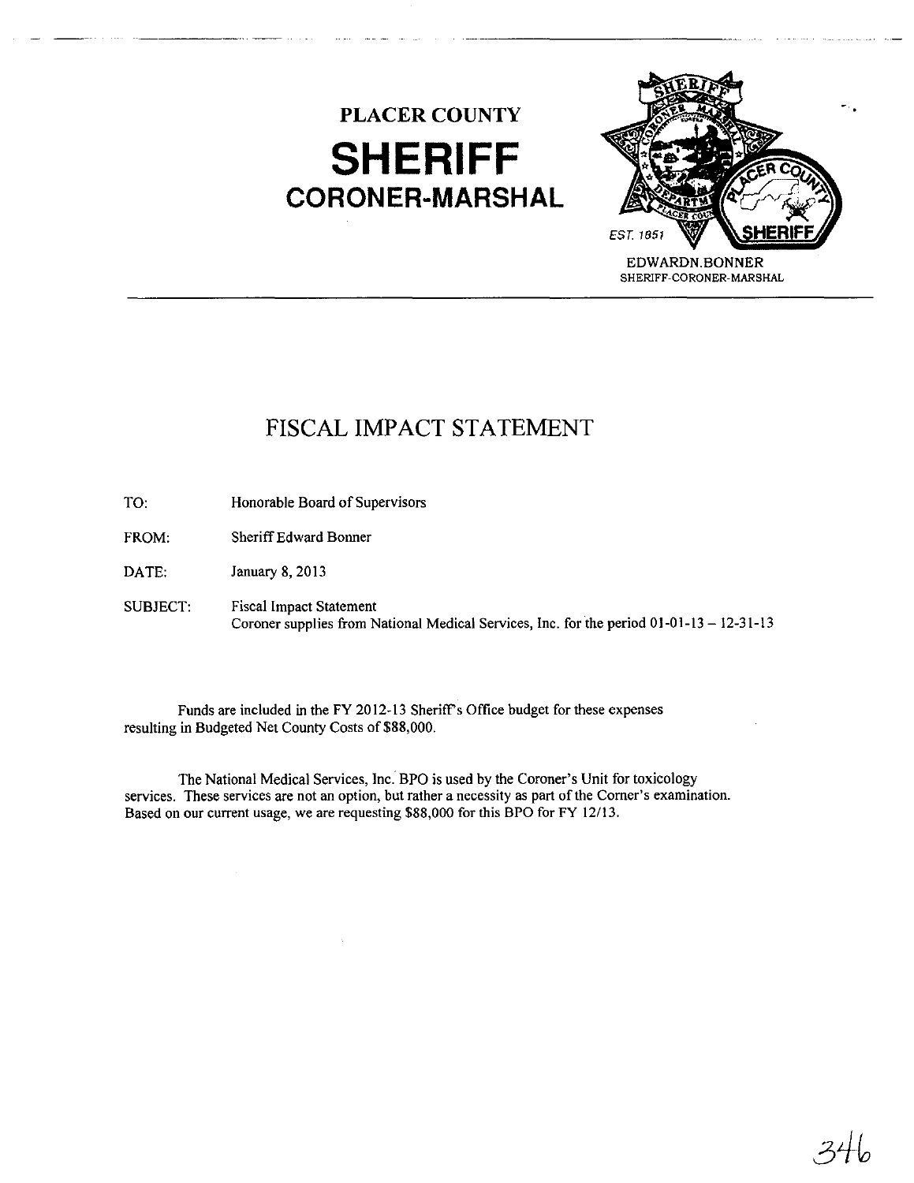# PLACER COUNTY

# SHERIFF

## CORONER-MARSHAL

EST. 1851

EDWARDN.BONNER
SHERIFF-CORONER-MARSHAL

## FISCAL IMPACT STATEMENT

TO: Honorable Board of Supervisors

FROM: Sheriff Edward Bonner

DATE: January 8, 2013

SUBJECT: Fiscal Impact Statement
Coroner supplies from National Medical Services, Inc. for the period 01-01-13 – 12-31-13

Funds are included in the FY 2012-13 Sheriff's Office budget for these expenses resulting in Budgeted Net County Costs of $88,000.

The National Medical Services, Inc. BPO is used by the Coroner's Unit for toxicology services. These services are not an option, but rather a necessity as part of the Corner's examination. Based on our current usage, we are requesting $88,000 for this BPO for FY 12/13.